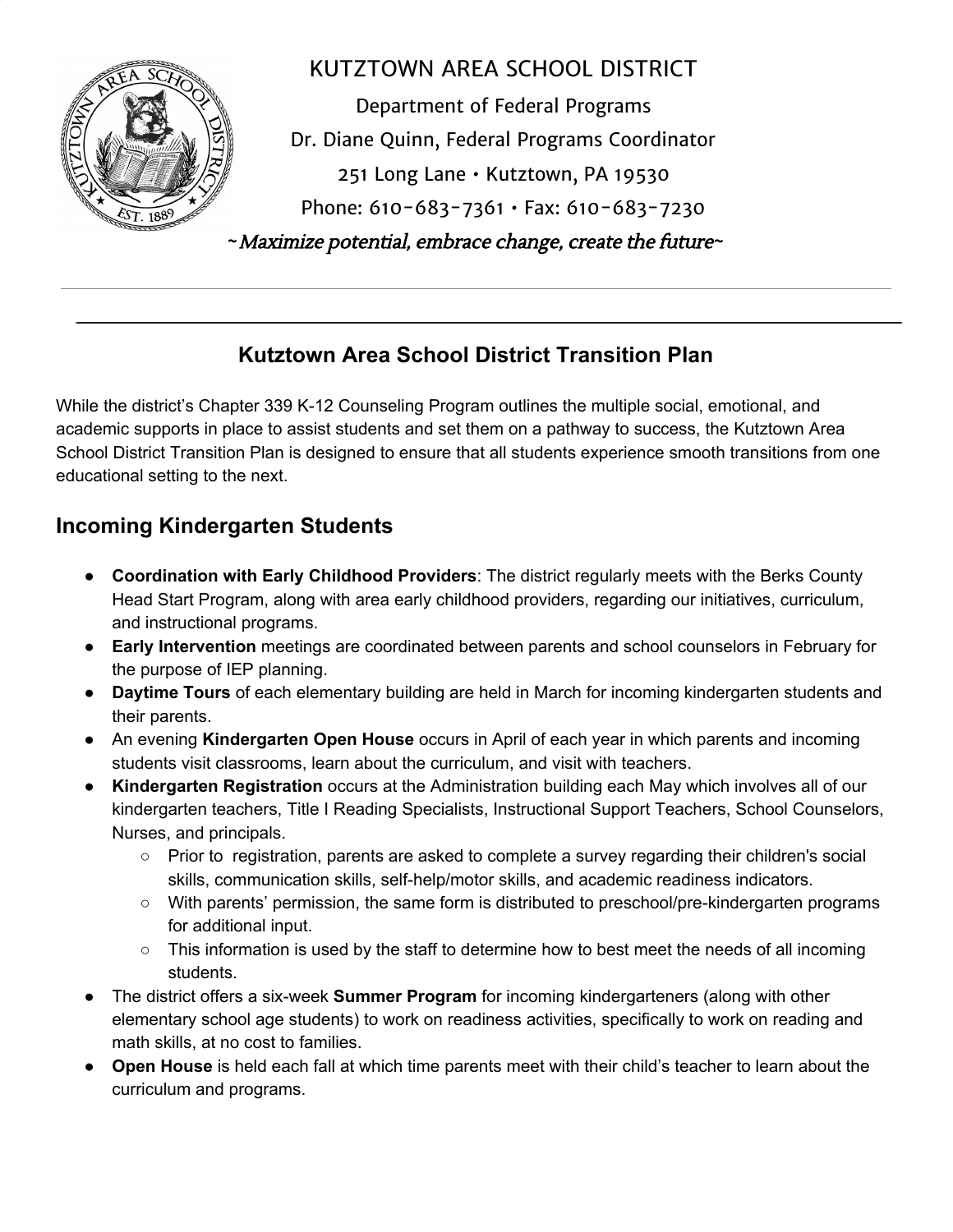KUTZTOWN AREA SCHOOL DISTRICT

Department of Federal Programs

Dr. Diane Quinn, Federal Programs Coordinator

251 Long Lane • Kutztown, PA 19530

Phone: 610-683-7361 • Fax: 610-683-7230

*~Maximize potential, embrace change, create the future~*

---

# Kutztown Area School District Transition Plan

While the district's Chapter 339 K-12 Counseling Program outlines the multiple social, emotional, and academic supports in place to assist students and set them on a pathway to success, the Kutztown Area School District Transition Plan is designed to ensure that all students experience smooth transitions from one educational setting to the next.

## Incoming Kindergarten Students

- **Coordination with Early Childhood Providers**: The district regularly meets with the Berks County Head Start Program, along with area early childhood providers, regarding our initiatives, curriculum, and instructional programs.
- **Early Intervention** meetings are coordinated between parents and school counselors in February for the purpose of IEP planning.
- **Daytime Tours** of each elementary building are held in March for incoming kindergarten students and their parents.
- An evening **Kindergarten Open House** occurs in April of each year in which parents and incoming students visit classrooms, learn about the curriculum, and visit with teachers.
- **Kindergarten Registration** occurs at the Administration building each May which involves all of our kindergarten teachers, Title I Reading Specialists, Instructional Support Teachers, School Counselors, Nurses, and principals.
  - Prior to registration, parents are asked to complete a survey regarding their children's social skills, communication skills, self-help/motor skills, and academic readiness indicators.
  - With parents' permission, the same form is distributed to preschool/pre-kindergarten programs for additional input.
  - This information is used by the staff to determine how to best meet the needs of all incoming students.
- The district offers a six-week **Summer Program** for incoming kindergarteners (along with other elementary school age students) to work on readiness activities, specifically to work on reading and math skills, at no cost to families.
- **Open House** is held each fall at which time parents meet with their child's teacher to learn about the curriculum and programs.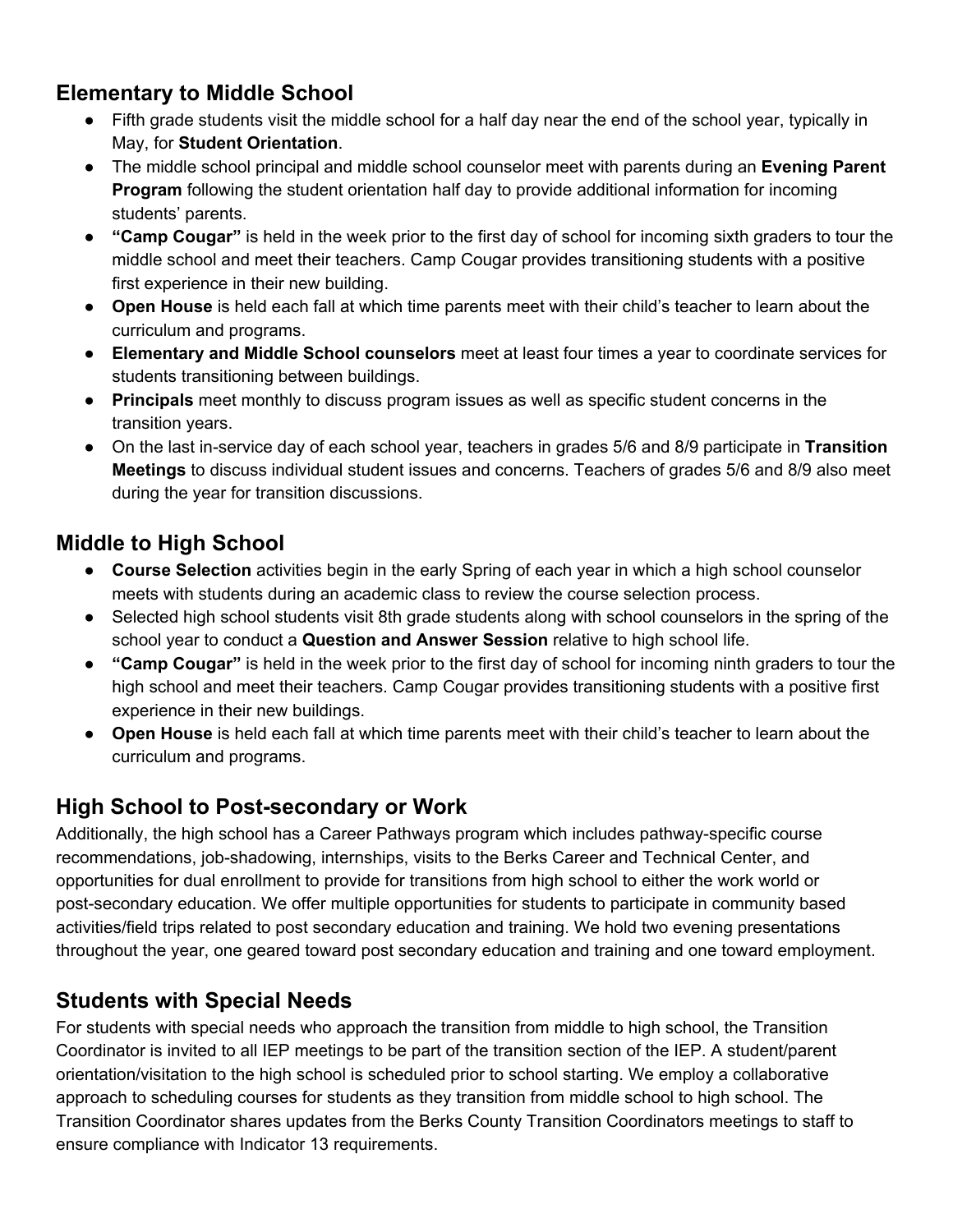## Elementary to Middle School

- Fifth grade students visit the middle school for a half day near the end of the school year, typically in May, for **Student Orientation**.
- The middle school principal and middle school counselor meet with parents during an **Evening Parent Program** following the student orientation half day to provide additional information for incoming students' parents.
- **"Camp Cougar"** is held in the week prior to the first day of school for incoming sixth graders to tour the middle school and meet their teachers. Camp Cougar provides transitioning students with a positive first experience in their new building.
- **Open House** is held each fall at which time parents meet with their child's teacher to learn about the curriculum and programs.
- **Elementary and Middle School counselors** meet at least four times a year to coordinate services for students transitioning between buildings.
- **Principals** meet monthly to discuss program issues as well as specific student concerns in the transition years.
- On the last in-service day of each school year, teachers in grades 5/6 and 8/9 participate in **Transition Meetings** to discuss individual student issues and concerns. Teachers of grades 5/6 and 8/9 also meet during the year for transition discussions.

## Middle to High School

- **Course Selection** activities begin in the early Spring of each year in which a high school counselor meets with students during an academic class to review the course selection process.
- Selected high school students visit 8th grade students along with school counselors in the spring of the school year to conduct a **Question and Answer Session** relative to high school life.
- **"Camp Cougar"** is held in the week prior to the first day of school for incoming ninth graders to tour the high school and meet their teachers. Camp Cougar provides transitioning students with a positive first experience in their new buildings.
- **Open House** is held each fall at which time parents meet with their child's teacher to learn about the curriculum and programs.

## High School to Post-secondary or Work

Additionally, the high school has a Career Pathways program which includes pathway-specific course recommendations, job-shadowing, internships, visits to the Berks Career and Technical Center, and opportunities for dual enrollment to provide for transitions from high school to either the work world or post-secondary education. We offer multiple opportunities for students to participate in community based activities/field trips related to post secondary education and training. We hold two evening presentations throughout the year, one geared toward post secondary education and training and one toward employment.

## Students with Special Needs

For students with special needs who approach the transition from middle to high school, the Transition Coordinator is invited to all IEP meetings to be part of the transition section of the IEP. A student/parent orientation/visitation to the high school is scheduled prior to school starting. We employ a collaborative approach to scheduling courses for students as they transition from middle school to high school. The Transition Coordinator shares updates from the Berks County Transition Coordinators meetings to staff to ensure compliance with Indicator 13 requirements.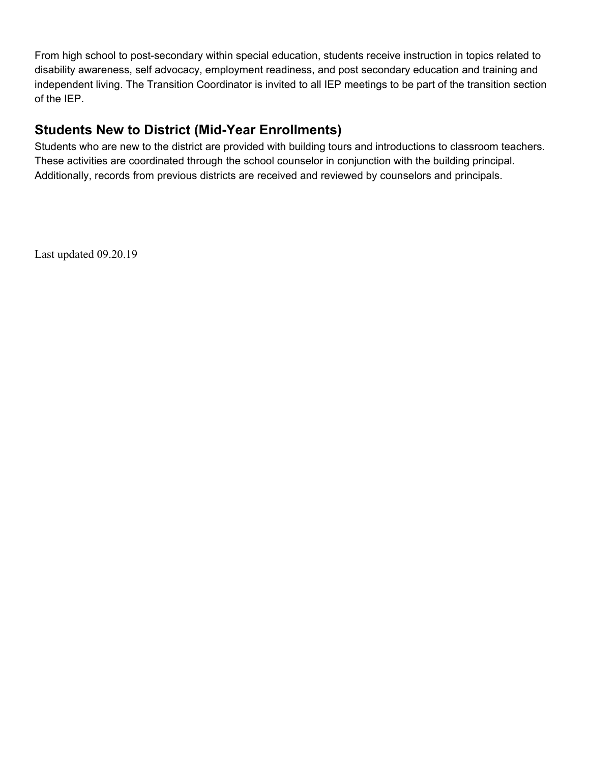From high school to post-secondary within special education, students receive instruction in topics related to disability awareness, self advocacy, employment readiness, and post secondary education and training and independent living. The Transition Coordinator is invited to all IEP meetings to be part of the transition section of the IEP.

## Students New to District (Mid-Year Enrollments)

Students who are new to the district are provided with building tours and introductions to classroom teachers. These activities are coordinated through the school counselor in conjunction with the building principal. Additionally, records from previous districts are received and reviewed by counselors and principals.

Last updated 09.20.19